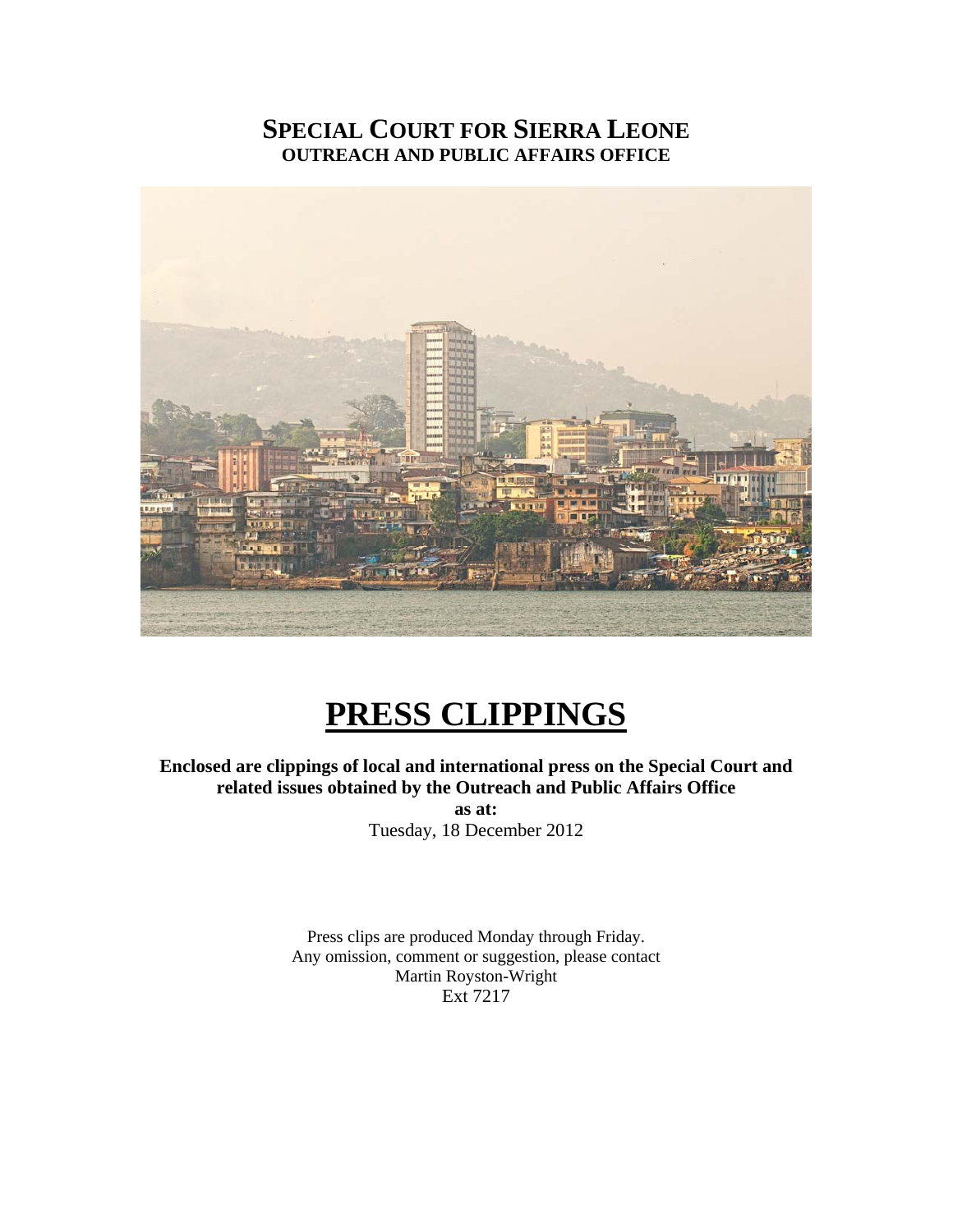# SPECIAL COURT FOR SIERRA LEONE
## OUTREACH AND PUBLIC AFFAIRS OFFICE

# PRESS CLIPPINGS

**Enclosed are clippings of local and international press on the Special Court and related issues obtained by the Outreach and Public Affairs Office**

**as at:**

Tuesday, 18 December 2012

Press clips are produced Monday through Friday.
Any omission, comment or suggestion, please contact
Martin Royston-Wright
Ext 7217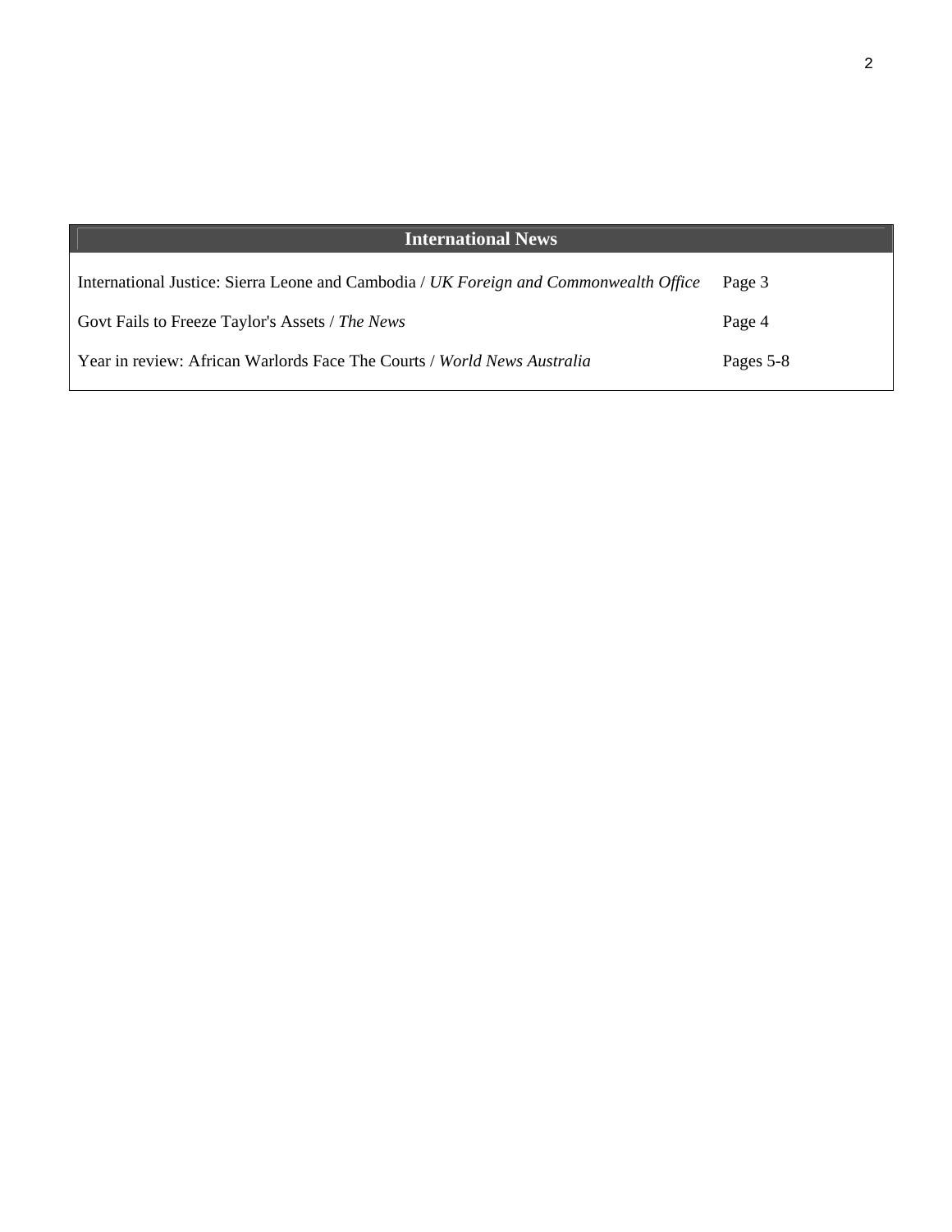| International News | |
|---|---|
| International Justice: Sierra Leone and Cambodia / *UK Foreign and Commonwealth Office* | Page 3 |
| Govt Fails to Freeze Taylor's Assets / *The News* | Page 4 |
| Year in review: African Warlords Face The Courts / *World News Australia* | Pages 5-8 |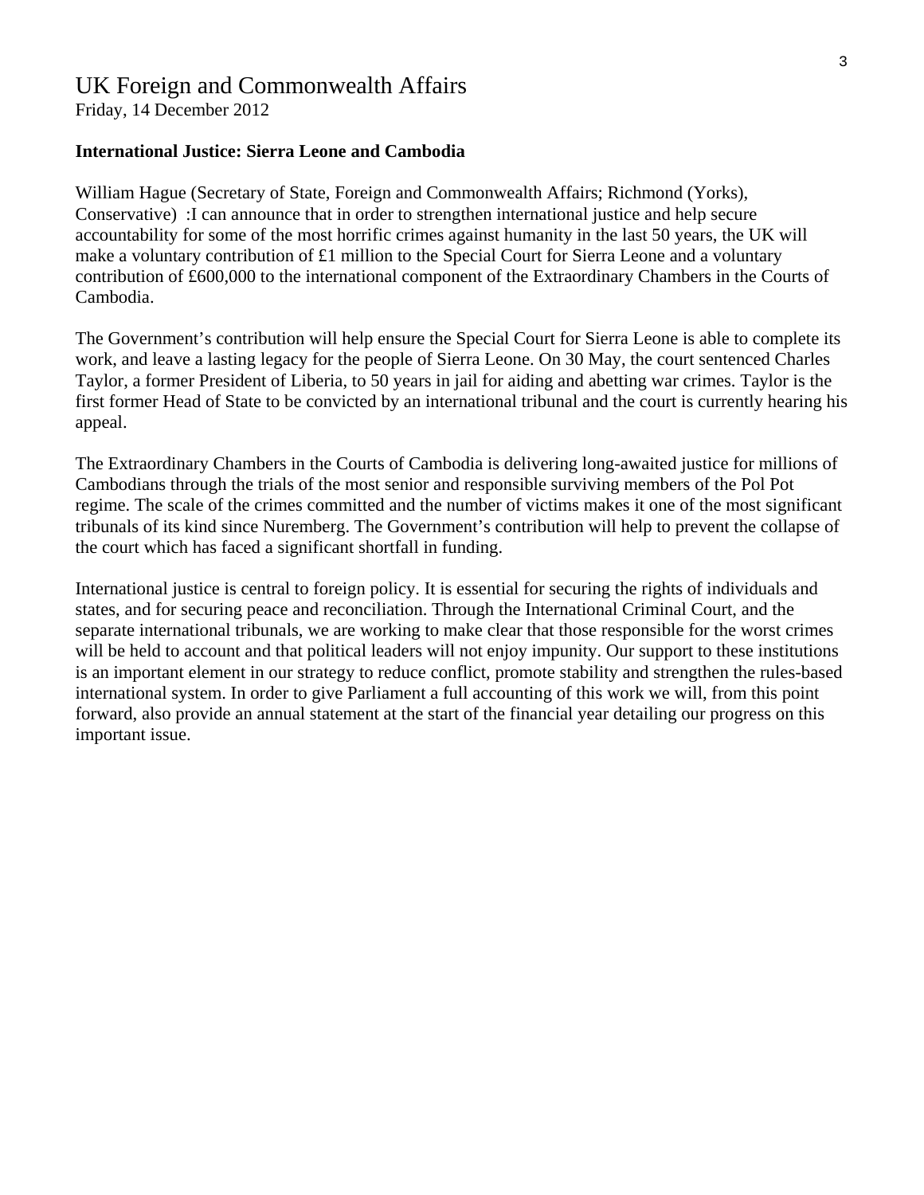# UK Foreign and Commonwealth Affairs

Friday, 14 December 2012

**International Justice: Sierra Leone and Cambodia**

William Hague (Secretary of State, Foreign and Commonwealth Affairs; Richmond (Yorks), Conservative) :I can announce that in order to strengthen international justice and help secure accountability for some of the most horrific crimes against humanity in the last 50 years, the UK will make a voluntary contribution of £1 million to the Special Court for Sierra Leone and a voluntary contribution of £600,000 to the international component of the Extraordinary Chambers in the Courts of Cambodia.

The Government's contribution will help ensure the Special Court for Sierra Leone is able to complete its work, and leave a lasting legacy for the people of Sierra Leone. On 30 May, the court sentenced Charles Taylor, a former President of Liberia, to 50 years in jail for aiding and abetting war crimes. Taylor is the first former Head of State to be convicted by an international tribunal and the court is currently hearing his appeal.

The Extraordinary Chambers in the Courts of Cambodia is delivering long-awaited justice for millions of Cambodians through the trials of the most senior and responsible surviving members of the Pol Pot regime. The scale of the crimes committed and the number of victims makes it one of the most significant tribunals of its kind since Nuremberg. The Government's contribution will help to prevent the collapse of the court which has faced a significant shortfall in funding.

International justice is central to foreign policy. It is essential for securing the rights of individuals and states, and for securing peace and reconciliation. Through the International Criminal Court, and the separate international tribunals, we are working to make clear that those responsible for the worst crimes will be held to account and that political leaders will not enjoy impunity. Our support to these institutions is an important element in our strategy to reduce conflict, promote stability and strengthen the rules-based international system. In order to give Parliament a full accounting of this work we will, from this point forward, also provide an annual statement at the start of the financial year detailing our progress on this important issue.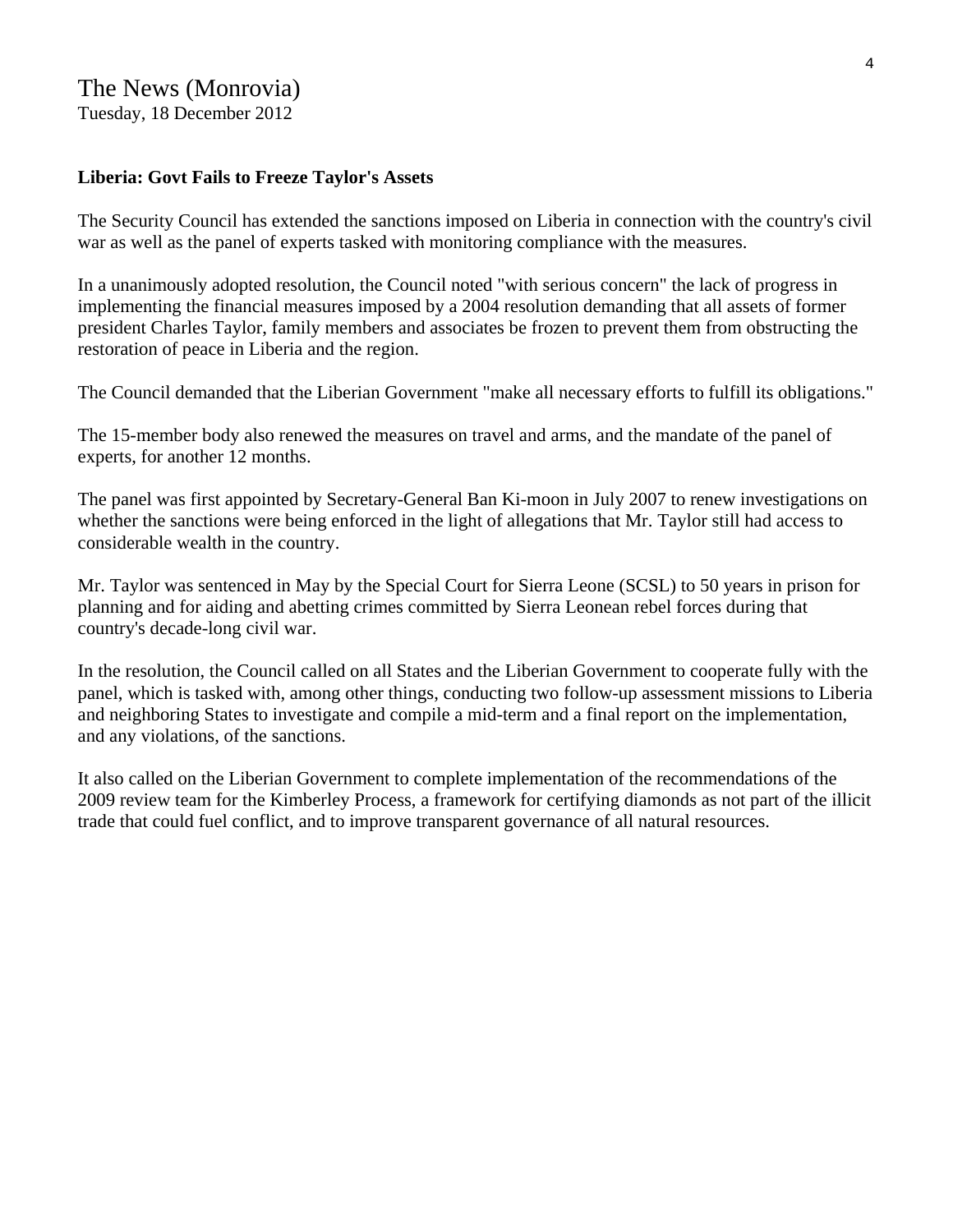The News (Monrovia)
Tuesday, 18 December 2012

**Liberia: Govt Fails to Freeze Taylor's Assets**

The Security Council has extended the sanctions imposed on Liberia in connection with the country's civil war as well as the panel of experts tasked with monitoring compliance with the measures.

In a unanimously adopted resolution, the Council noted "with serious concern" the lack of progress in implementing the financial measures imposed by a 2004 resolution demanding that all assets of former president Charles Taylor, family members and associates be frozen to prevent them from obstructing the restoration of peace in Liberia and the region.

The Council demanded that the Liberian Government "make all necessary efforts to fulfill its obligations."

The 15-member body also renewed the measures on travel and arms, and the mandate of the panel of experts, for another 12 months.

The panel was first appointed by Secretary-General Ban Ki-moon in July 2007 to renew investigations on whether the sanctions were being enforced in the light of allegations that Mr. Taylor still had access to considerable wealth in the country.

Mr. Taylor was sentenced in May by the Special Court for Sierra Leone (SCSL) to 50 years in prison for planning and for aiding and abetting crimes committed by Sierra Leonean rebel forces during that country's decade-long civil war.

In the resolution, the Council called on all States and the Liberian Government to cooperate fully with the panel, which is tasked with, among other things, conducting two follow-up assessment missions to Liberia and neighboring States to investigate and compile a mid-term and a final report on the implementation, and any violations, of the sanctions.

It also called on the Liberian Government to complete implementation of the recommendations of the 2009 review team for the Kimberley Process, a framework for certifying diamonds as not part of the illicit trade that could fuel conflict, and to improve transparent governance of all natural resources.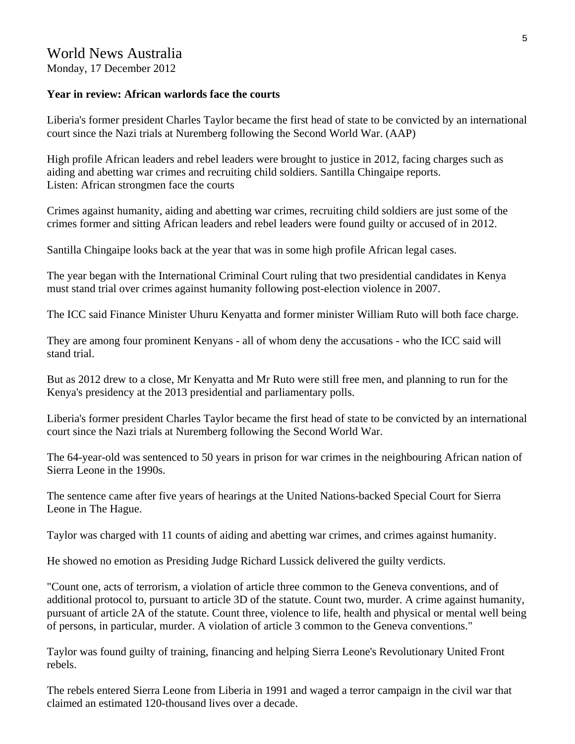# World News Australia

Monday, 17 December 2012

**Year in review: African warlords face the courts**

Liberia's former president Charles Taylor became the first head of state to be convicted by an international court since the Nazi trials at Nuremberg following the Second World War. (AAP)

High profile African leaders and rebel leaders were brought to justice in 2012, facing charges such as aiding and abetting war crimes and recruiting child soldiers. Santilla Chingaipe reports.
Listen: African strongmen face the courts

Crimes against humanity, aiding and abetting war crimes, recruiting child soldiers are just some of the crimes former and sitting African leaders and rebel leaders were found guilty or accused of in 2012.

Santilla Chingaipe looks back at the year that was in some high profile African legal cases.

The year began with the International Criminal Court ruling that two presidential candidates in Kenya must stand trial over crimes against humanity following post-election violence in 2007.

The ICC said Finance Minister Uhuru Kenyatta and former minister William Ruto will both face charge.

They are among four prominent Kenyans - all of whom deny the accusations - who the ICC said will stand trial.

But as 2012 drew to a close, Mr Kenyatta and Mr Ruto were still free men, and planning to run for the Kenya's presidency at the 2013 presidential and parliamentary polls.

Liberia's former president Charles Taylor became the first head of state to be convicted by an international court since the Nazi trials at Nuremberg following the Second World War.

The 64-year-old was sentenced to 50 years in prison for war crimes in the neighbouring African nation of Sierra Leone in the 1990s.

The sentence came after five years of hearings at the United Nations-backed Special Court for Sierra Leone in The Hague.

Taylor was charged with 11 counts of aiding and abetting war crimes, and crimes against humanity.

He showed no emotion as Presiding Judge Richard Lussick delivered the guilty verdicts.

"Count one, acts of terrorism, a violation of article three common to the Geneva conventions, and of additional protocol to, pursuant to article 3D of the statute. Count two, murder. A crime against humanity, pursuant of article 2A of the statute. Count three, violence to life, health and physical or mental well being of persons, in particular, murder. A violation of article 3 common to the Geneva conventions."

Taylor was found guilty of training, financing and helping Sierra Leone's Revolutionary United Front rebels.

The rebels entered Sierra Leone from Liberia in 1991 and waged a terror campaign in the civil war that claimed an estimated 120-thousand lives over a decade.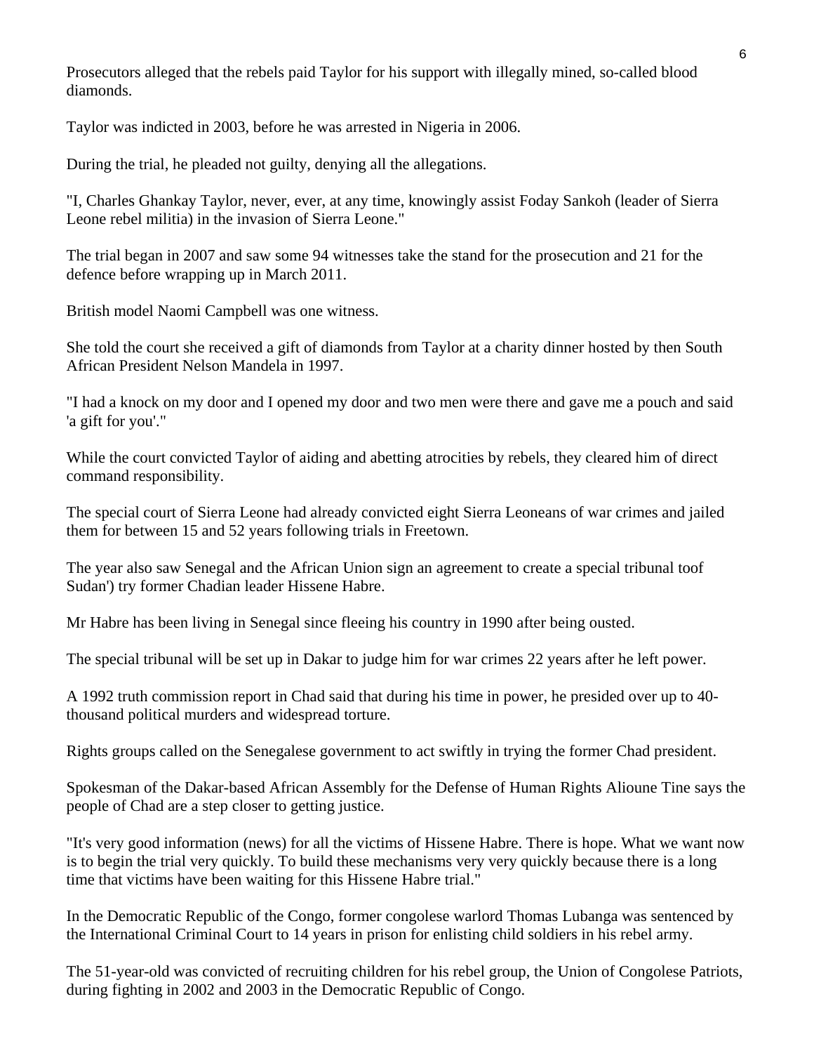Prosecutors alleged that the rebels paid Taylor for his support with illegally mined, so-called blood diamonds.

Taylor was indicted in 2003, before he was arrested in Nigeria in 2006.

During the trial, he pleaded not guilty, denying all the allegations.

"I, Charles Ghankay Taylor, never, ever, at any time, knowingly assist Foday Sankoh (leader of Sierra Leone rebel militia) in the invasion of Sierra Leone."

The trial began in 2007 and saw some 94 witnesses take the stand for the prosecution and 21 for the defence before wrapping up in March 2011.

British model Naomi Campbell was one witness.

She told the court she received a gift of diamonds from Taylor at a charity dinner hosted by then South African President Nelson Mandela in 1997.

"I had a knock on my door and I opened my door and two men were there and gave me a pouch and said 'a gift for you'."

While the court convicted Taylor of aiding and abetting atrocities by rebels, they cleared him of direct command responsibility.

The special court of Sierra Leone had already convicted eight Sierra Leoneans of war crimes and jailed them for between 15 and 52 years following trials in Freetown.

The year also saw Senegal and the African Union sign an agreement to create a special tribunal toof Sudan') try former Chadian leader Hissene Habre.

Mr Habre has been living in Senegal since fleeing his country in 1990 after being ousted.

The special tribunal will be set up in Dakar to judge him for war crimes 22 years after he left power.

A 1992 truth commission report in Chad said that during his time in power, he presided over up to 40-thousand political murders and widespread torture.

Rights groups called on the Senegalese government to act swiftly in trying the former Chad president.

Spokesman of the Dakar-based African Assembly for the Defense of Human Rights Alioune Tine says the people of Chad are a step closer to getting justice.

"It's very good information (news) for all the victims of Hissene Habre. There is hope. What we want now is to begin the trial very quickly. To build these mechanisms very very quickly because there is a long time that victims have been waiting for this Hissene Habre trial."

In the Democratic Republic of the Congo, former congolese warlord Thomas Lubanga was sentenced by the International Criminal Court to 14 years in prison for enlisting child soldiers in his rebel army.

The 51-year-old was convicted of recruiting children for his rebel group, the Union of Congolese Patriots, during fighting in 2002 and 2003 in the Democratic Republic of Congo.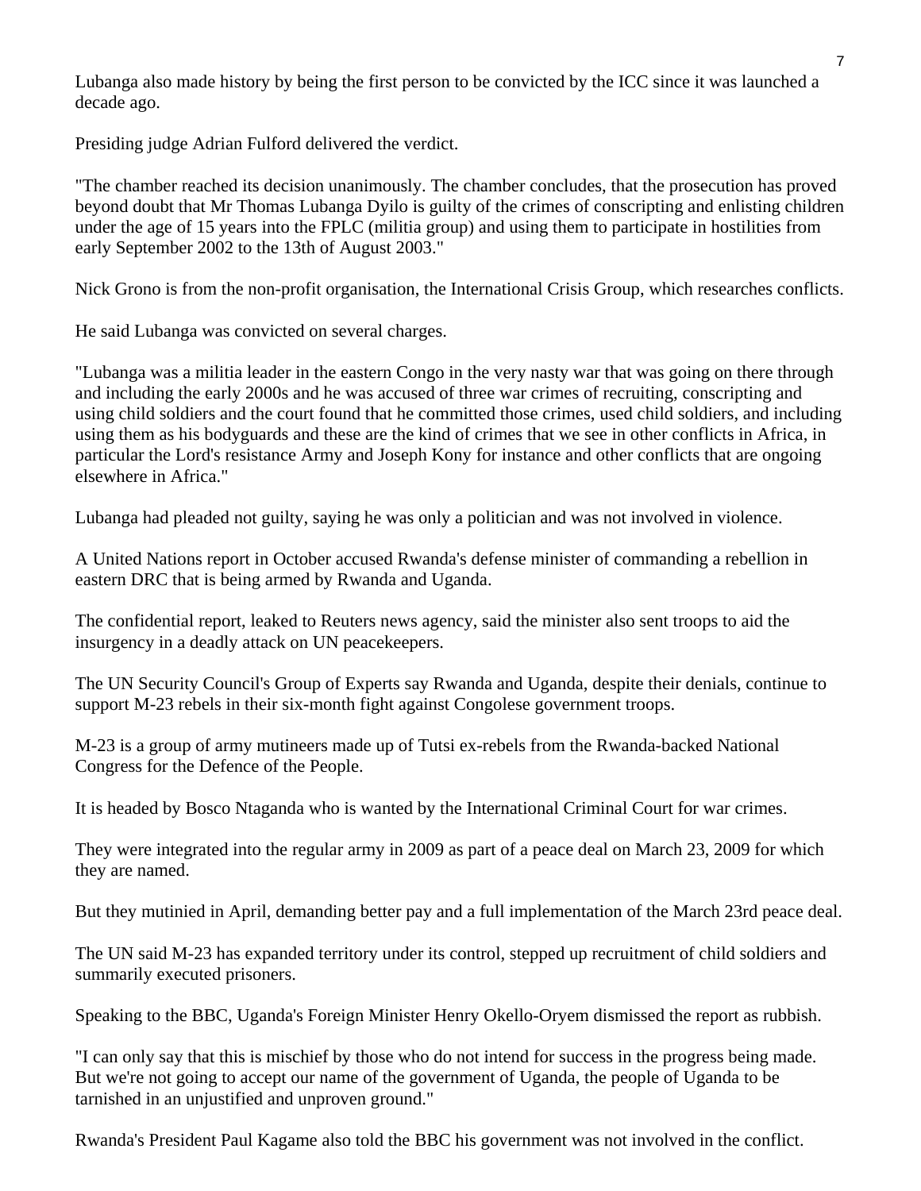Lubanga also made history by being the first person to be convicted by the ICC since it was launched a decade ago.

Presiding judge Adrian Fulford delivered the verdict.

"The chamber reached its decision unanimously. The chamber concludes, that the prosecution has proved beyond doubt that Mr Thomas Lubanga Dyilo is guilty of the crimes of conscripting and enlisting children under the age of 15 years into the FPLC (militia group) and using them to participate in hostilities from early September 2002 to the 13th of August 2003."

Nick Grono is from the non-profit organisation, the International Crisis Group, which researches conflicts.

He said Lubanga was convicted on several charges.

"Lubanga was a militia leader in the eastern Congo in the very nasty war that was going on there through and including the early 2000s and he was accused of three war crimes of recruiting, conscripting and using child soldiers and the court found that he committed those crimes, used child soldiers, and including using them as his bodyguards and these are the kind of crimes that we see in other conflicts in Africa, in particular the Lord's resistance Army and Joseph Kony for instance and other conflicts that are ongoing elsewhere in Africa."

Lubanga had pleaded not guilty, saying he was only a politician and was not involved in violence.

A United Nations report in October accused Rwanda's defense minister of commanding a rebellion in eastern DRC that is being armed by Rwanda and Uganda.

The confidential report, leaked to Reuters news agency, said the minister also sent troops to aid the insurgency in a deadly attack on UN peacekeepers.

The UN Security Council's Group of Experts say Rwanda and Uganda, despite their denials, continue to support M-23 rebels in their six-month fight against Congolese government troops.

M-23 is a group of army mutineers made up of Tutsi ex-rebels from the Rwanda-backed National Congress for the Defence of the People.

It is headed by Bosco Ntaganda who is wanted by the International Criminal Court for war crimes.

They were integrated into the regular army in 2009 as part of a peace deal on March 23, 2009 for which they are named.

But they mutinied in April, demanding better pay and a full implementation of the March 23rd peace deal.

The UN said M-23 has expanded territory under its control, stepped up recruitment of child soldiers and summarily executed prisoners.

Speaking to the BBC, Uganda's Foreign Minister Henry Okello-Oryem dismissed the report as rubbish.

"I can only say that this is mischief by those who do not intend for success in the progress being made. But we're not going to accept our name of the government of Uganda, the people of Uganda to be tarnished in an unjustified and unproven ground."

Rwanda's President Paul Kagame also told the BBC his government was not involved in the conflict.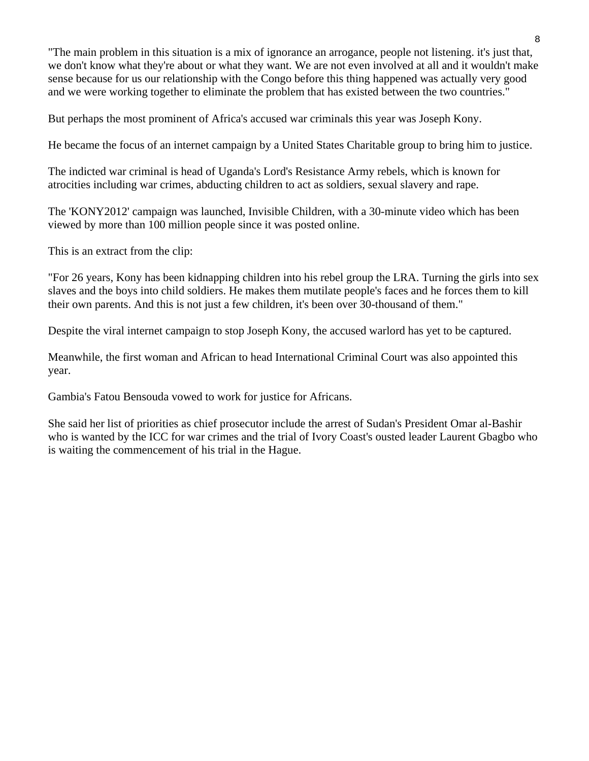"The main problem in this situation is a mix of ignorance an arrogance, people not listening. it's just that, we don't know what they're about or what they want. We are not even involved at all and it wouldn't make sense because for us our relationship with the Congo before this thing happened was actually very good and we were working together to eliminate the problem that has existed between the two countries."

But perhaps the most prominent of Africa's accused war criminals this year was Joseph Kony.

He became the focus of an internet campaign by a United States Charitable group to bring him to justice.

The indicted war criminal is head of Uganda's Lord's Resistance Army rebels, which is known for atrocities including war crimes, abducting children to act as soldiers, sexual slavery and rape.

The 'KONY2012' campaign was launched, Invisible Children, with a 30-minute video which has been viewed by more than 100 million people since it was posted online.

This is an extract from the clip:

"For 26 years, Kony has been kidnapping children into his rebel group the LRA. Turning the girls into sex slaves and the boys into child soldiers. He makes them mutilate people's faces and he forces them to kill their own parents. And this is not just a few children, it's been over 30-thousand of them."

Despite the viral internet campaign to stop Joseph Kony, the accused warlord has yet to be captured.

Meanwhile, the first woman and African to head International Criminal Court was also appointed this year.

Gambia's Fatou Bensouda vowed to work for justice for Africans.

She said her list of priorities as chief prosecutor include the arrest of Sudan's President Omar al-Bashir who is wanted by the ICC for war crimes and the trial of Ivory Coast's ousted leader Laurent Gbagbo who is waiting the commencement of his trial in the Hague.